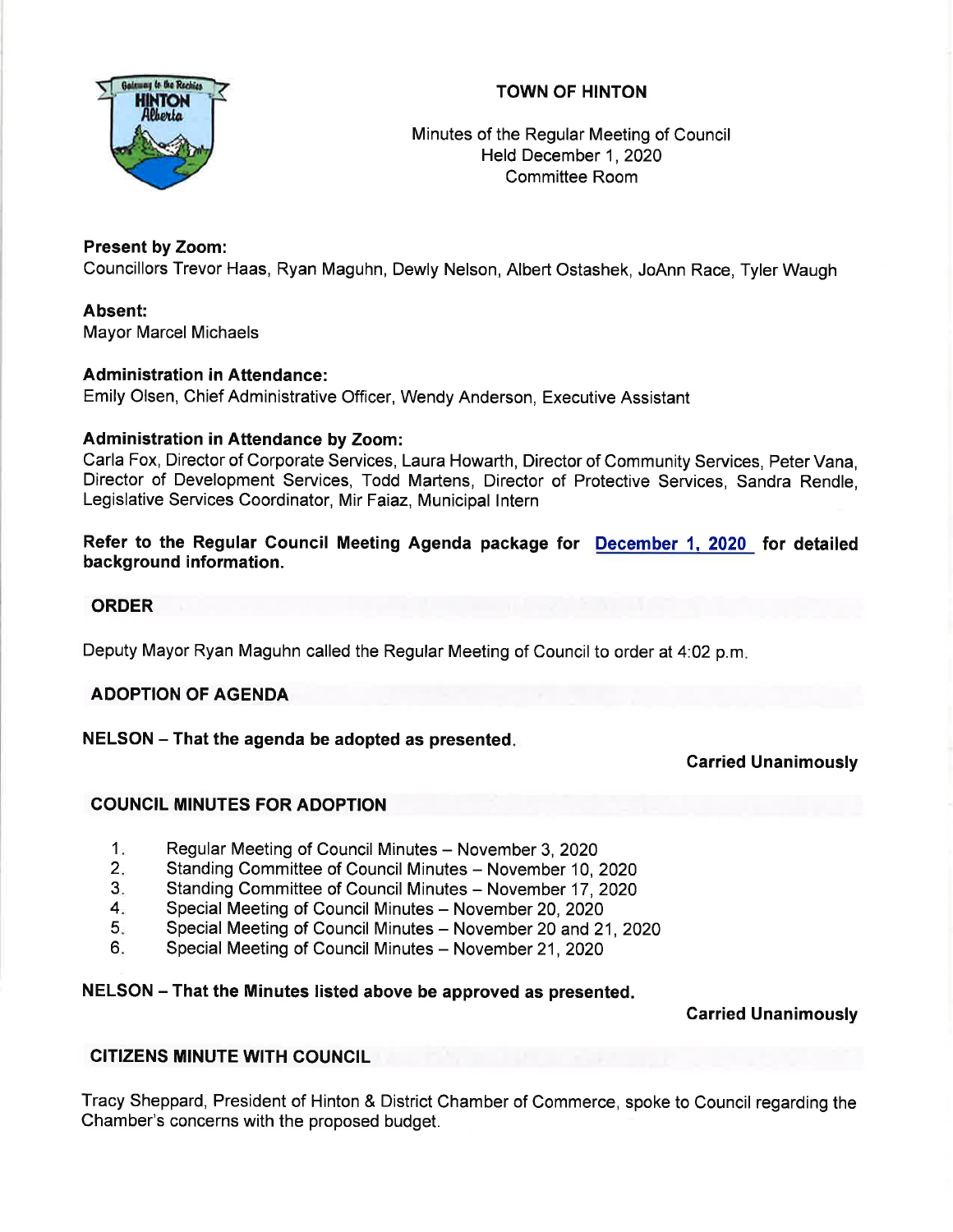# TOWN OF HINTON

Minutes of the Regular Meeting of Council
Held December 1, 2020
Committee Room

**Present by Zoom:**
Councillors Trevor Haas, Ryan Maguhn, Dewly Nelson, Albert Ostashek, JoAnn Race, Tyler Waugh

**Absent:**
Mayor Marcel Michaels

**Administration in Attendance:**
Emily Olsen, Chief Administrative Officer, Wendy Anderson, Executive Assistant

**Administration in Attendance by Zoom:**
Carla Fox, Director of Corporate Services, Laura Howarth, Director of Community Services, Peter Vana, Director of Development Services, Todd Martens, Director of Protective Services, Sandra Rendle, Legislative Services Coordinator, Mir Faiaz, Municipal Intern

**Refer to the Regular Council Meeting Agenda package for December 1, 2020 for detailed background information.**

## ORDER

Deputy Mayor Ryan Maguhn called the Regular Meeting of Council to order at 4:02 p.m.

## ADOPTION OF AGENDA

**NELSON – That the agenda be adopted as presented.**

**Carried Unanimously**

## COUNCIL MINUTES FOR ADOPTION

1. Regular Meeting of Council Minutes – November 3, 2020
2. Standing Committee of Council Minutes – November 10, 2020
3. Standing Committee of Council Minutes – November 17, 2020
4. Special Meeting of Council Minutes – November 20, 2020
5. Special Meeting of Council Minutes – November 20 and 21, 2020
6. Special Meeting of Council Minutes – November 21, 2020

**NELSON – That the Minutes listed above be approved as presented.**

**Carried Unanimously**

## CITIZENS MINUTE WITH COUNCIL

Tracy Sheppard, President of Hinton & District Chamber of Commerce, spoke to Council regarding the Chamber's concerns with the proposed budget.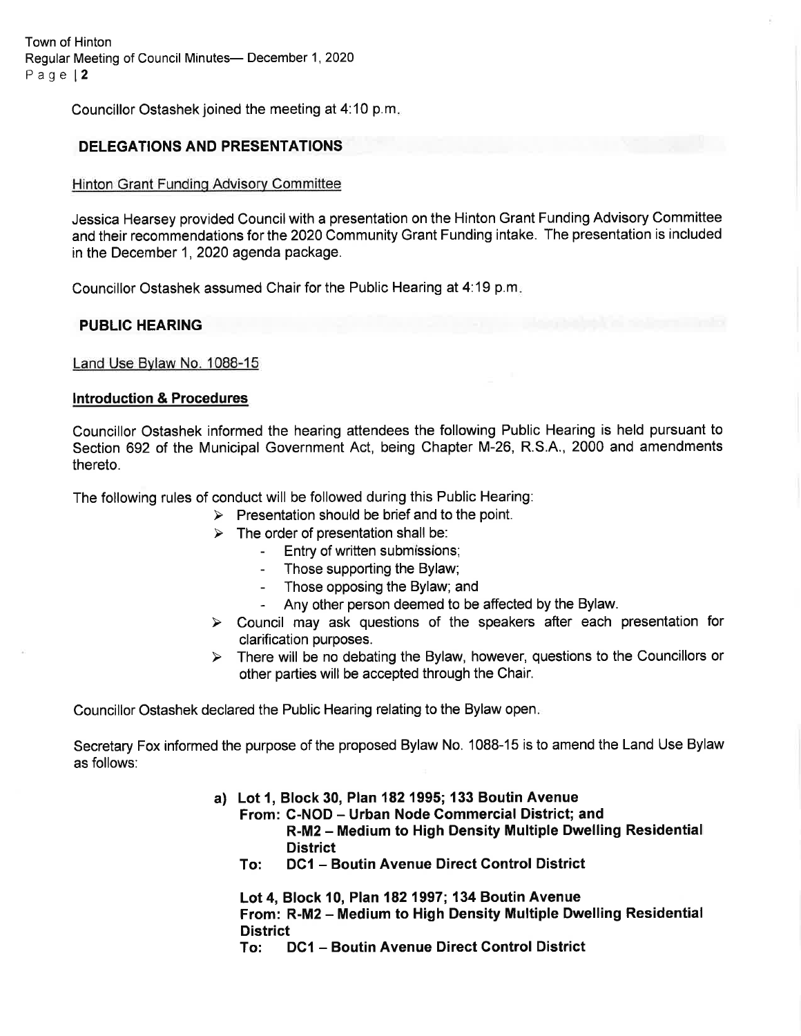Councillor Ostashek joined the meeting at 4:10 p.m.

## DELEGATIONS AND PRESENTATIONS

Hinton Grant Funding Advisory Committee

Jessica Hearsey provided Council with a presentation on the Hinton Grant Funding Advisory Committee and their recommendations for the 2020 Community Grant Funding intake. The presentation is included in the December 1, 2020 agenda package.

Councillor Ostashek assumed Chair for the Public Hearing at 4:19 p.m.

## PUBLIC HEARING

Land Use Bylaw No. 1088-15

**Introduction & Procedures**

Councillor Ostashek informed the hearing attendees the following Public Hearing is held pursuant to Section 692 of the Municipal Government Act, being Chapter M-26, R.S.A., 2000 and amendments thereto.

The following rules of conduct will be followed during this Public Hearing:

- Presentation should be brief and to the point.
- The order of presentation shall be:
  - Entry of written submissions;
  - Those supporting the Bylaw;
  - Those opposing the Bylaw; and
  - Any other person deemed to be affected by the Bylaw.
- Council may ask questions of the speakers after each presentation for clarification purposes.
- There will be no debating the Bylaw, however, questions to the Councillors or other parties will be accepted through the Chair.

Councillor Ostashek declared the Public Hearing relating to the Bylaw open.

Secretary Fox informed the purpose of the proposed Bylaw No. 1088-15 is to amend the Land Use Bylaw as follows:

**a) Lot 1, Block 30, Plan 182 1995; 133 Boutin Avenue**
**From: C-NOD – Urban Node Commercial District; and**
**R-M2 – Medium to High Density Multiple Dwelling Residential District**
**To: DC1 – Boutin Avenue Direct Control District**

**Lot 4, Block 10, Plan 182 1997; 134 Boutin Avenue**
**From: R-M2 – Medium to High Density Multiple Dwelling Residential District**
**To: DC1 – Boutin Avenue Direct Control District**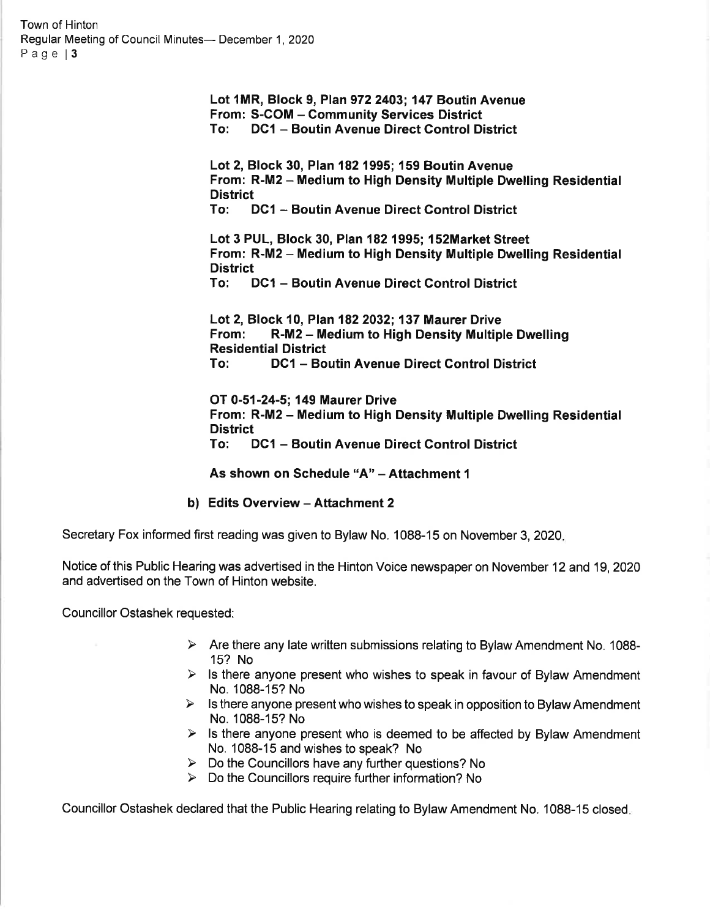**Lot 1MR, Block 9, Plan 972 2403; 147 Boutin Avenue**
**From: S-COM – Community Services District**
**To: DC1 – Boutin Avenue Direct Control District**

**Lot 2, Block 30, Plan 182 1995; 159 Boutin Avenue**
**From: R-M2 – Medium to High Density Multiple Dwelling Residential District**
**To: DC1 – Boutin Avenue Direct Control District**

**Lot 3 PUL, Block 30, Plan 182 1995; 152Market Street**
**From: R-M2 – Medium to High Density Multiple Dwelling Residential District**
**To: DC1 – Boutin Avenue Direct Control District**

**Lot 2, Block 10, Plan 182 2032; 137 Maurer Drive**
**From: R-M2 – Medium to High Density Multiple Dwelling Residential District**
**To: DC1 – Boutin Avenue Direct Control District**

**OT 0-51-24-5; 149 Maurer Drive**
**From: R-M2 – Medium to High Density Multiple Dwelling Residential District**
**To: DC1 – Boutin Avenue Direct Control District**

**As shown on Schedule "A" – Attachment 1**

**b) Edits Overview – Attachment 2**

Secretary Fox informed first reading was given to Bylaw No. 1088-15 on November 3, 2020.

Notice of this Public Hearing was advertised in the Hinton Voice newspaper on November 12 and 19, 2020 and advertised on the Town of Hinton website.

Councillor Ostashek requested:

- Are there any late written submissions relating to Bylaw Amendment No. 1088-15? No
- Is there anyone present who wishes to speak in favour of Bylaw Amendment No. 1088-15? No
- Is there anyone present who wishes to speak in opposition to Bylaw Amendment No. 1088-15? No
- Is there anyone present who is deemed to be affected by Bylaw Amendment No. 1088-15 and wishes to speak? No
- Do the Councillors have any further questions? No
- Do the Councillors require further information? No

Councillor Ostashek declared that the Public Hearing relating to Bylaw Amendment No. 1088-15 closed.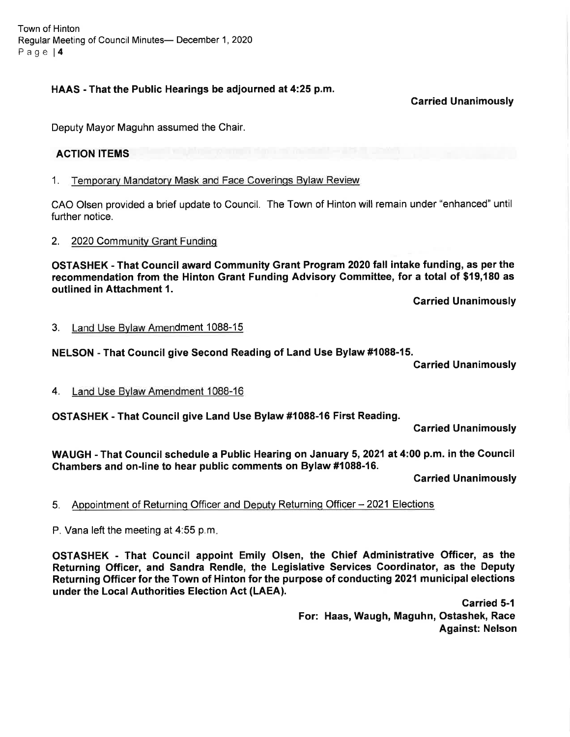**HAAS - That the Public Hearings be adjourned at 4:25 p.m.**

**Carried Unanimously**

Deputy Mayor Maguhn assumed the Chair.

## ACTION ITEMS

1. Temporary Mandatory Mask and Face Coverings Bylaw Review

CAO Olsen provided a brief update to Council. The Town of Hinton will remain under "enhanced" until further notice.

2. 2020 Community Grant Funding

**OSTASHEK - That Council award Community Grant Program 2020 fall intake funding, as per the recommendation from the Hinton Grant Funding Advisory Committee, for a total of $19,180 as outlined in Attachment 1.**

**Carried Unanimously**

3. Land Use Bylaw Amendment 1088-15

**NELSON - That Council give Second Reading of Land Use Bylaw #1088-15.**

**Carried Unanimously**

4. Land Use Bylaw Amendment 1088-16

**OSTASHEK - That Council give Land Use Bylaw #1088-16 First Reading.**

**Carried Unanimously**

**WAUGH - That Council schedule a Public Hearing on January 5, 2021 at 4:00 p.m. in the Council Chambers and on-line to hear public comments on Bylaw #1088-16.**

**Carried Unanimously**

5. Appointment of Returning Officer and Deputy Returning Officer – 2021 Elections

P. Vana left the meeting at 4:55 p.m.

**OSTASHEK - That Council appoint Emily Olsen, the Chief Administrative Officer, as the Returning Officer, and Sandra Rendle, the Legislative Services Coordinator, as the Deputy Returning Officer for the Town of Hinton for the purpose of conducting 2021 municipal elections under the Local Authorities Election Act (LAEA).**

**Carried 5-1**
**For: Haas, Waugh, Maguhn, Ostashek, Race**
**Against: Nelson**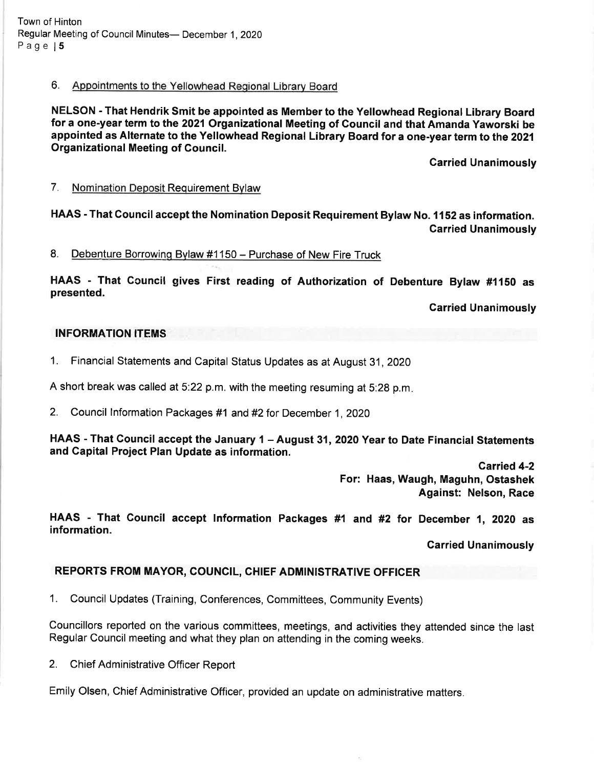6. Appointments to the Yellowhead Regional Library Board

**NELSON - That Hendrik Smit be appointed as Member to the Yellowhead Regional Library Board for a one-year term to the 2021 Organizational Meeting of Council and that Amanda Yaworski be appointed as Alternate to the Yellowhead Regional Library Board for a one-year term to the 2021 Organizational Meeting of Council.**

**Carried Unanimously**

7. Nomination Deposit Requirement Bylaw

**HAAS - That Council accept the Nomination Deposit Requirement Bylaw No. 1152 as information.**

**Carried Unanimously**

8. Debenture Borrowing Bylaw #1150 – Purchase of New Fire Truck

**HAAS - That Council gives First reading of Authorization of Debenture Bylaw #1150 as presented.**

**Carried Unanimously**

## INFORMATION ITEMS

1. Financial Statements and Capital Status Updates as at August 31, 2020

A short break was called at 5:22 p.m. with the meeting resuming at 5:28 p.m.

2. Council Information Packages #1 and #2 for December 1, 2020

**HAAS - That Council accept the January 1 – August 31, 2020 Year to Date Financial Statements and Capital Project Plan Update as information.**

**Carried 4-2**
**For: Haas, Waugh, Maguhn, Ostashek**
**Against: Nelson, Race**

**HAAS - That Council accept Information Packages #1 and #2 for December 1, 2020 as information.**

**Carried Unanimously**

## REPORTS FROM MAYOR, COUNCIL, CHIEF ADMINISTRATIVE OFFICER

1. Council Updates (Training, Conferences, Committees, Community Events)

Councillors reported on the various committees, meetings, and activities they attended since the last Regular Council meeting and what they plan on attending in the coming weeks.

2. Chief Administrative Officer Report

Emily Olsen, Chief Administrative Officer, provided an update on administrative matters.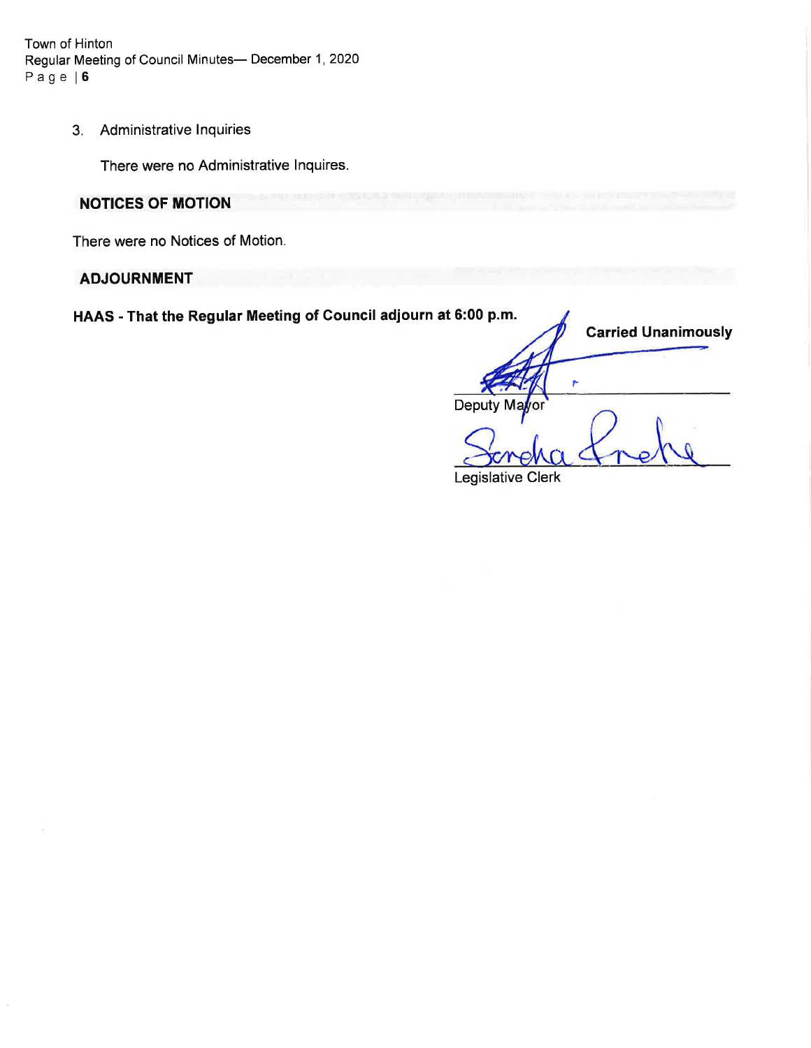3. Administrative Inquiries

   There were no Administrative Inquires.

## NOTICES OF MOTION

There were no Notices of Motion.

## ADJOURNMENT

**HAAS - That the Regular Meeting of Council adjourn at 6:00 p.m.**

**Carried Unanimously**

Deputy Mayor

Legislative Clerk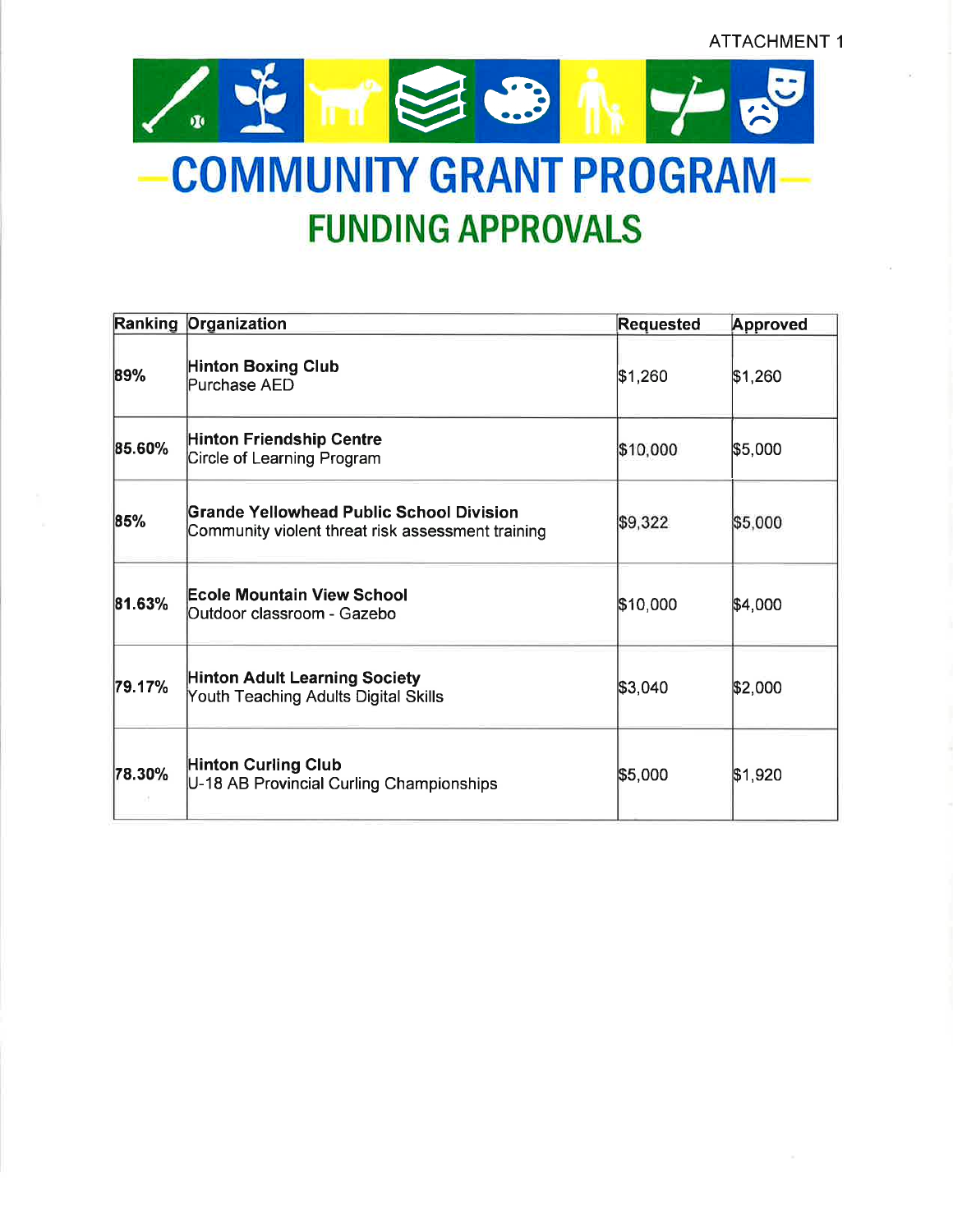ATTACHMENT 1

# COMMUNITY GRANT PROGRAM

## FUNDING APPROVALS

| Ranking | Organization | Requested | Approved |
|---|---|---|---|
| 89% | **Hinton Boxing Club**<br>Purchase AED | $1,260 | $1,260 |
| 85.60% | **Hinton Friendship Centre**<br>Circle of Learning Program | $10,000 | $5,000 |
| 85% | **Grande Yellowhead Public School Division**<br>Community violent threat risk assessment training | $9,322 | $5,000 |
| 81.63% | **Ecole Mountain View School**<br>Outdoor classroom - Gazebo | $10,000 | $4,000 |
| 79.17% | **Hinton Adult Learning Society**<br>Youth Teaching Adults Digital Skills | $3,040 | $2,000 |
| 78.30% | **Hinton Curling Club**<br>U-18 AB Provincial Curling Championships | $5,000 | $1,920 |